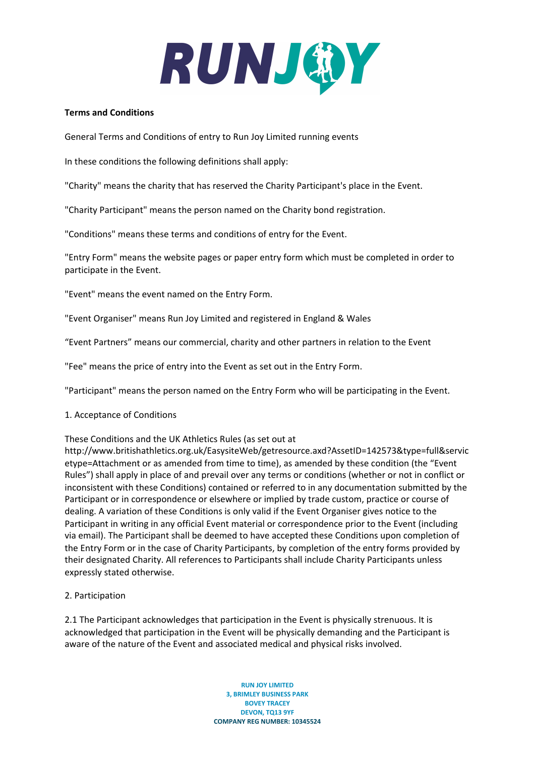**Terms and Conditions**

General Terms and Conditions of entry to Run Joy Limited running events

In these conditions the following definitions shall apply:

"Charity" means the charity that has reserved the Charity Participant's place in the Event.

"Charity Participant" means the person named on the Charity bond registration.

"Conditions" means these terms and conditions of entry for the Event.

"Entry Form" means the website pages or paper entry form which must be completed in order to participate in the Event.

"Event" means the event named on the Entry Form.

"Event Organiser" means Run Joy Limited and registered in England & Wales

“Event Partners” means our commercial, charity and other partners in relation to the Event

"Fee" means the price of entry into the Event as set out in the Entry Form.

"Participant" means the person named on the Entry Form who will be participating in the Event.

1. Acceptance of Conditions

These Conditions and the UK Athletics Rules (as set out at http://www.britishathletics.org.uk/EasysiteWeb/getresource.axd?AssetID=142573&type=full&servicetype=Attachment or as amended from time to time), as amended by these condition (the “Event Rules”) shall apply in place of and prevail over any terms or conditions (whether or not in conflict or inconsistent with these Conditions) contained or referred to in any documentation submitted by the Participant or in correspondence or elsewhere or implied by trade custom, practice or course of dealing. A variation of these Conditions is only valid if the Event Organiser gives notice to the Participant in writing in any official Event material or correspondence prior to the Event (including via email). The Participant shall be deemed to have accepted these Conditions upon completion of the Entry Form or in the case of Charity Participants, by completion of the entry forms provided by their designated Charity. All references to Participants shall include Charity Participants unless expressly stated otherwise.

2. Participation

2.1 The Participant acknowledges that participation in the Event is physically strenuous. It is acknowledged that participation in the Event will be physically demanding and the Participant is aware of the nature of the Event and associated medical and physical risks involved.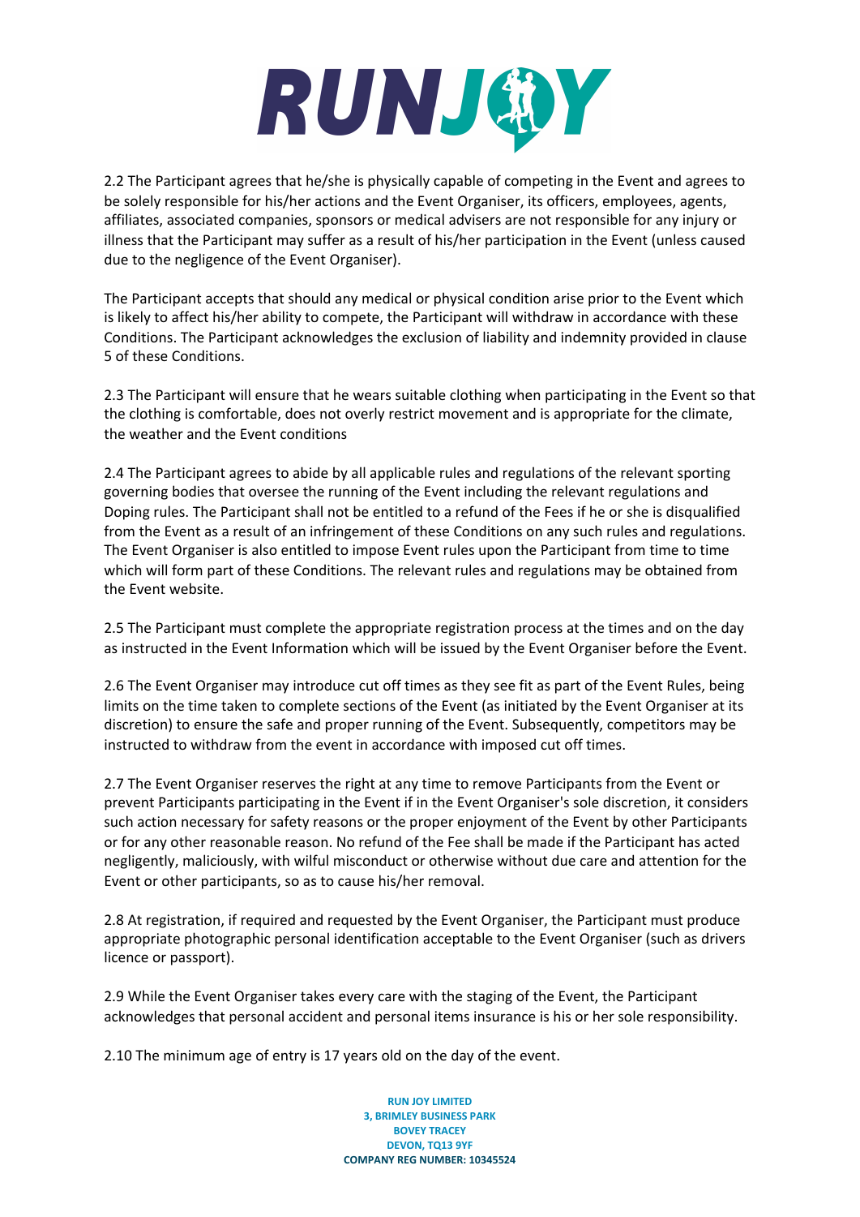2.2 The Participant agrees that he/she is physically capable of competing in the Event and agrees to be solely responsible for his/her actions and the Event Organiser, its officers, employees, agents, affiliates, associated companies, sponsors or medical advisers are not responsible for any injury or illness that the Participant may suffer as a result of his/her participation in the Event (unless caused due to the negligence of the Event Organiser).

The Participant accepts that should any medical or physical condition arise prior to the Event which is likely to affect his/her ability to compete, the Participant will withdraw in accordance with these Conditions. The Participant acknowledges the exclusion of liability and indemnity provided in clause 5 of these Conditions.

2.3 The Participant will ensure that he wears suitable clothing when participating in the Event so that the clothing is comfortable, does not overly restrict movement and is appropriate for the climate, the weather and the Event conditions

2.4 The Participant agrees to abide by all applicable rules and regulations of the relevant sporting governing bodies that oversee the running of the Event including the relevant regulations and Doping rules. The Participant shall not be entitled to a refund of the Fees if he or she is disqualified from the Event as a result of an infringement of these Conditions on any such rules and regulations. The Event Organiser is also entitled to impose Event rules upon the Participant from time to time which will form part of these Conditions. The relevant rules and regulations may be obtained from the Event website.

2.5 The Participant must complete the appropriate registration process at the times and on the day as instructed in the Event Information which will be issued by the Event Organiser before the Event.

2.6 The Event Organiser may introduce cut off times as they see fit as part of the Event Rules, being limits on the time taken to complete sections of the Event (as initiated by the Event Organiser at its discretion) to ensure the safe and proper running of the Event. Subsequently, competitors may be instructed to withdraw from the event in accordance with imposed cut off times.

2.7 The Event Organiser reserves the right at any time to remove Participants from the Event or prevent Participants participating in the Event if in the Event Organiser's sole discretion, it considers such action necessary for safety reasons or the proper enjoyment of the Event by other Participants or for any other reasonable reason. No refund of the Fee shall be made if the Participant has acted negligently, maliciously, with wilful misconduct or otherwise without due care and attention for the Event or other participants, so as to cause his/her removal.

2.8 At registration, if required and requested by the Event Organiser, the Participant must produce appropriate photographic personal identification acceptable to the Event Organiser (such as drivers licence or passport).

2.9 While the Event Organiser takes every care with the staging of the Event, the Participant acknowledges that personal accident and personal items insurance is his or her sole responsibility.

2.10 The minimum age of entry is 17 years old on the day of the event.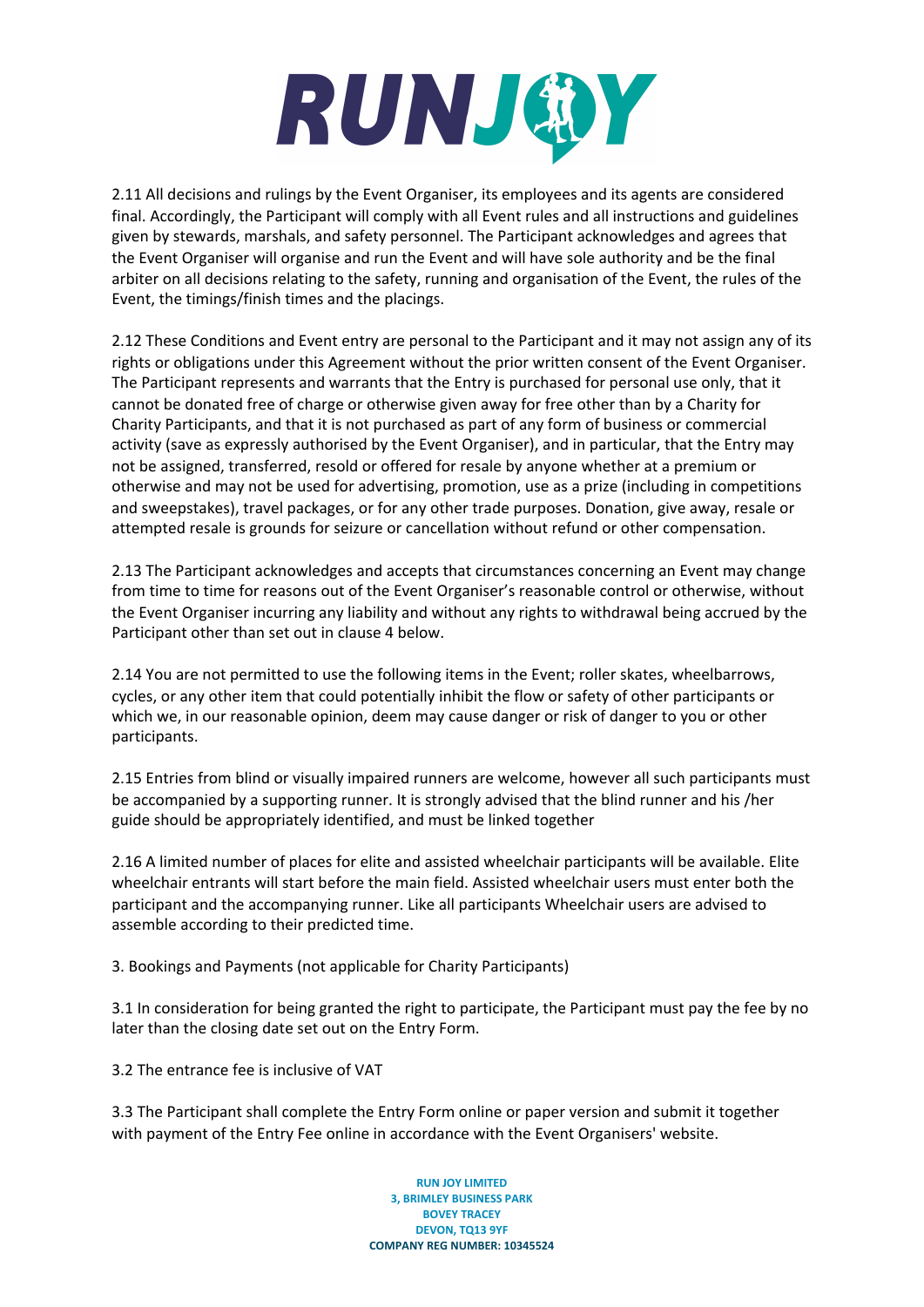2.11 All decisions and rulings by the Event Organiser, its employees and its agents are considered final. Accordingly, the Participant will comply with all Event rules and all instructions and guidelines given by stewards, marshals, and safety personnel. The Participant acknowledges and agrees that the Event Organiser will organise and run the Event and will have sole authority and be the final arbiter on all decisions relating to the safety, running and organisation of the Event, the rules of the Event, the timings/finish times and the placings.

2.12 These Conditions and Event entry are personal to the Participant and it may not assign any of its rights or obligations under this Agreement without the prior written consent of the Event Organiser. The Participant represents and warrants that the Entry is purchased for personal use only, that it cannot be donated free of charge or otherwise given away for free other than by a Charity for Charity Participants, and that it is not purchased as part of any form of business or commercial activity (save as expressly authorised by the Event Organiser), and in particular, that the Entry may not be assigned, transferred, resold or offered for resale by anyone whether at a premium or otherwise and may not be used for advertising, promotion, use as a prize (including in competitions and sweepstakes), travel packages, or for any other trade purposes. Donation, give away, resale or attempted resale is grounds for seizure or cancellation without refund or other compensation.

2.13 The Participant acknowledges and accepts that circumstances concerning an Event may change from time to time for reasons out of the Event Organiser's reasonable control or otherwise, without the Event Organiser incurring any liability and without any rights to withdrawal being accrued by the Participant other than set out in clause 4 below.

2.14 You are not permitted to use the following items in the Event; roller skates, wheelbarrows, cycles, or any other item that could potentially inhibit the flow or safety of other participants or which we, in our reasonable opinion, deem may cause danger or risk of danger to you or other participants.

2.15 Entries from blind or visually impaired runners are welcome, however all such participants must be accompanied by a supporting runner. It is strongly advised that the blind runner and his /her guide should be appropriately identified, and must be linked together

2.16 A limited number of places for elite and assisted wheelchair participants will be available. Elite wheelchair entrants will start before the main field. Assisted wheelchair users must enter both the participant and the accompanying runner. Like all participants Wheelchair users are advised to assemble according to their predicted time.

3. Bookings and Payments (not applicable for Charity Participants)

3.1 In consideration for being granted the right to participate, the Participant must pay the fee by no later than the closing date set out on the Entry Form.

3.2 The entrance fee is inclusive of VAT

3.3 The Participant shall complete the Entry Form online or paper version and submit it together with payment of the Entry Fee online in accordance with the Event Organisers' website.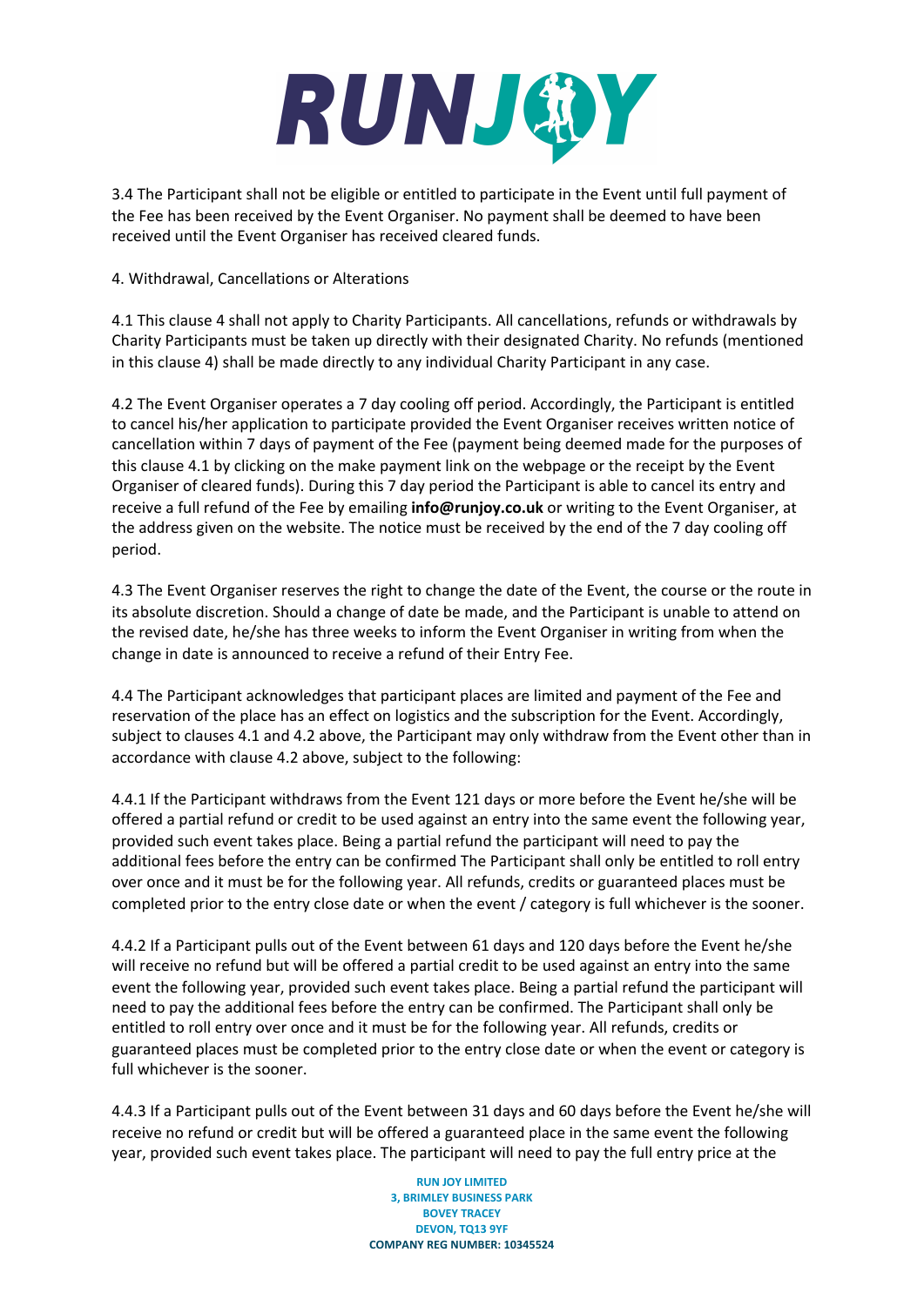3.4 The Participant shall not be eligible or entitled to participate in the Event until full payment of the Fee has been received by the Event Organiser. No payment shall be deemed to have been received until the Event Organiser has received cleared funds.

4. Withdrawal, Cancellations or Alterations

4.1 This clause 4 shall not apply to Charity Participants. All cancellations, refunds or withdrawals by Charity Participants must be taken up directly with their designated Charity. No refunds (mentioned in this clause 4) shall be made directly to any individual Charity Participant in any case.

4.2 The Event Organiser operates a 7 day cooling off period. Accordingly, the Participant is entitled to cancel his/her application to participate provided the Event Organiser receives written notice of cancellation within 7 days of payment of the Fee (payment being deemed made for the purposes of this clause 4.1 by clicking on the make payment link on the webpage or the receipt by the Event Organiser of cleared funds). During this 7 day period the Participant is able to cancel its entry and receive a full refund of the Fee by emailing **info@runjoy.co.uk** or writing to the Event Organiser, at the address given on the website. The notice must be received by the end of the 7 day cooling off period.

4.3 The Event Organiser reserves the right to change the date of the Event, the course or the route in its absolute discretion. Should a change of date be made, and the Participant is unable to attend on the revised date, he/she has three weeks to inform the Event Organiser in writing from when the change in date is announced to receive a refund of their Entry Fee.

4.4 The Participant acknowledges that participant places are limited and payment of the Fee and reservation of the place has an effect on logistics and the subscription for the Event. Accordingly, subject to clauses 4.1 and 4.2 above, the Participant may only withdraw from the Event other than in accordance with clause 4.2 above, subject to the following:

4.4.1 If the Participant withdraws from the Event 121 days or more before the Event he/she will be offered a partial refund or credit to be used against an entry into the same event the following year, provided such event takes place. Being a partial refund the participant will need to pay the additional fees before the entry can be confirmed The Participant shall only be entitled to roll entry over once and it must be for the following year. All refunds, credits or guaranteed places must be completed prior to the entry close date or when the event / category is full whichever is the sooner.

4.4.2 If a Participant pulls out of the Event between 61 days and 120 days before the Event he/she will receive no refund but will be offered a partial credit to be used against an entry into the same event the following year, provided such event takes place. Being a partial refund the participant will need to pay the additional fees before the entry can be confirmed. The Participant shall only be entitled to roll entry over once and it must be for the following year. All refunds, credits or guaranteed places must be completed prior to the entry close date or when the event or category is full whichever is the sooner.

4.4.3 If a Participant pulls out of the Event between 31 days and 60 days before the Event he/she will receive no refund or credit but will be offered a guaranteed place in the same event the following year, provided such event takes place. The participant will need to pay the full entry price at the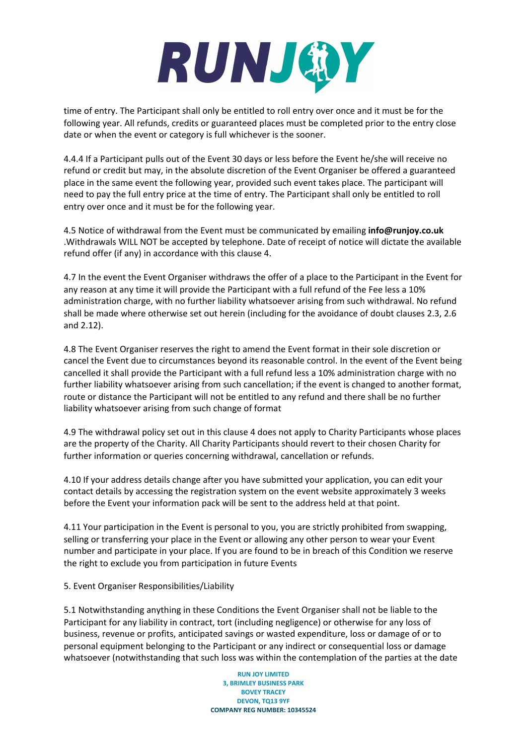time of entry. The Participant shall only be entitled to roll entry over once and it must be for the following year. All refunds, credits or guaranteed places must be completed prior to the entry close date or when the event or category is full whichever is the sooner.

4.4.4 If a Participant pulls out of the Event 30 days or less before the Event he/she will receive no refund or credit but may, in the absolute discretion of the Event Organiser be offered a guaranteed place in the same event the following year, provided such event takes place. The participant will need to pay the full entry price at the time of entry. The Participant shall only be entitled to roll entry over once and it must be for the following year.

4.5 Notice of withdrawal from the Event must be communicated by emailing **info@runjoy.co.uk** .Withdrawals WILL NOT be accepted by telephone. Date of receipt of notice will dictate the available refund offer (if any) in accordance with this clause 4.

4.7 In the event the Event Organiser withdraws the offer of a place to the Participant in the Event for any reason at any time it will provide the Participant with a full refund of the Fee less a 10% administration charge, with no further liability whatsoever arising from such withdrawal. No refund shall be made where otherwise set out herein (including for the avoidance of doubt clauses 2.3, 2.6 and 2.12).

4.8 The Event Organiser reserves the right to amend the Event format in their sole discretion or cancel the Event due to circumstances beyond its reasonable control. In the event of the Event being cancelled it shall provide the Participant with a full refund less a 10% administration charge with no further liability whatsoever arising from such cancellation; if the event is changed to another format, route or distance the Participant will not be entitled to any refund and there shall be no further liability whatsoever arising from such change of format

4.9 The withdrawal policy set out in this clause 4 does not apply to Charity Participants whose places are the property of the Charity. All Charity Participants should revert to their chosen Charity for further information or queries concerning withdrawal, cancellation or refunds.

4.10 If your address details change after you have submitted your application, you can edit your contact details by accessing the registration system on the event website approximately 3 weeks before the Event your information pack will be sent to the address held at that point.

4.11 Your participation in the Event is personal to you, you are strictly prohibited from swapping, selling or transferring your place in the Event or allowing any other person to wear your Event number and participate in your place. If you are found to be in breach of this Condition we reserve the right to exclude you from participation in future Events

5. Event Organiser Responsibilities/Liability

5.1 Notwithstanding anything in these Conditions the Event Organiser shall not be liable to the Participant for any liability in contract, tort (including negligence) or otherwise for any loss of business, revenue or profits, anticipated savings or wasted expenditure, loss or damage of or to personal equipment belonging to the Participant or any indirect or consequential loss or damage whatsoever (notwithstanding that such loss was within the contemplation of the parties at the date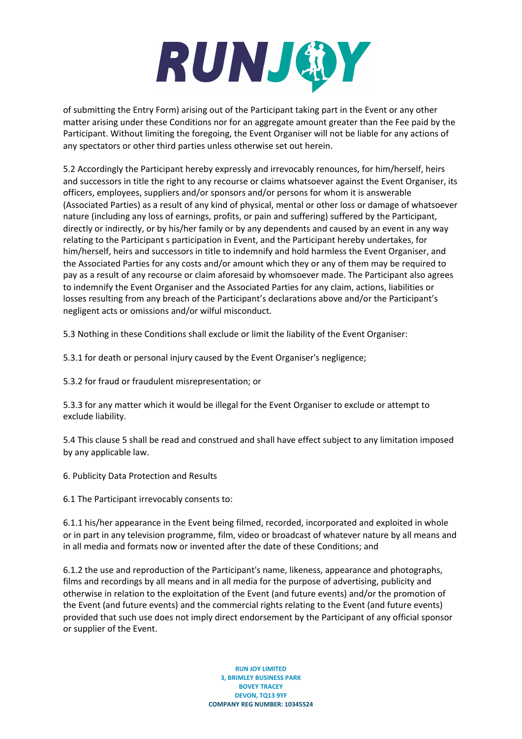of submitting the Entry Form) arising out of the Participant taking part in the Event or any other matter arising under these Conditions nor for an aggregate amount greater than the Fee paid by the Participant. Without limiting the foregoing, the Event Organiser will not be liable for any actions of any spectators or other third parties unless otherwise set out herein.

5.2 Accordingly the Participant hereby expressly and irrevocably renounces, for him/herself, heirs and successors in title the right to any recourse or claims whatsoever against the Event Organiser, its officers, employees, suppliers and/or sponsors and/or persons for whom it is answerable (Associated Parties) as a result of any kind of physical, mental or other loss or damage of whatsoever nature (including any loss of earnings, profits, or pain and suffering) suffered by the Participant, directly or indirectly, or by his/her family or by any dependents and caused by an event in any way relating to the Participant s participation in Event, and the Participant hereby undertakes, for him/herself, heirs and successors in title to indemnify and hold harmless the Event Organiser, and the Associated Parties for any costs and/or amount which they or any of them may be required to pay as a result of any recourse or claim aforesaid by whomsoever made. The Participant also agrees to indemnify the Event Organiser and the Associated Parties for any claim, actions, liabilities or losses resulting from any breach of the Participant's declarations above and/or the Participant's negligent acts or omissions and/or wilful misconduct.

5.3 Nothing in these Conditions shall exclude or limit the liability of the Event Organiser:

5.3.1 for death or personal injury caused by the Event Organiser's negligence;

5.3.2 for fraud or fraudulent misrepresentation; or

5.3.3 for any matter which it would be illegal for the Event Organiser to exclude or attempt to exclude liability.

5.4 This clause 5 shall be read and construed and shall have effect subject to any limitation imposed by any applicable law.

6. Publicity Data Protection and Results

6.1 The Participant irrevocably consents to:

6.1.1 his/her appearance in the Event being filmed, recorded, incorporated and exploited in whole or in part in any television programme, film, video or broadcast of whatever nature by all means and in all media and formats now or invented after the date of these Conditions; and

6.1.2 the use and reproduction of the Participant's name, likeness, appearance and photographs, films and recordings by all means and in all media for the purpose of advertising, publicity and otherwise in relation to the exploitation of the Event (and future events) and/or the promotion of the Event (and future events) and the commercial rights relating to the Event (and future events) provided that such use does not imply direct endorsement by the Participant of any official sponsor or supplier of the Event.

**RUN JOY LIMITED**
**3, BRIMLEY BUSINESS PARK**
**BOVEY TRACEY**
**DEVON, TQ13 9YF**
**COMPANY REG NUMBER: 10345524**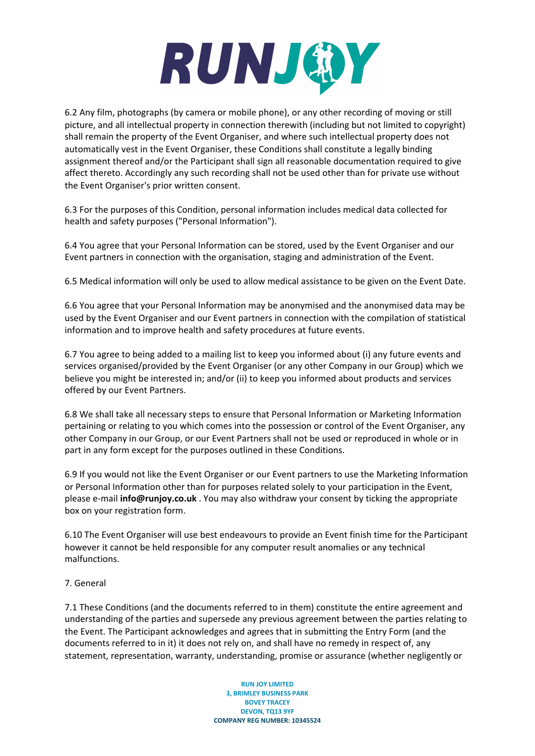6.2 Any film, photographs (by camera or mobile phone), or any other recording of moving or still picture, and all intellectual property in connection therewith (including but not limited to copyright) shall remain the property of the Event Organiser, and where such intellectual property does not automatically vest in the Event Organiser, these Conditions shall constitute a legally binding assignment thereof and/or the Participant shall sign all reasonable documentation required to give affect thereto. Accordingly any such recording shall not be used other than for private use without the Event Organiser's prior written consent.

6.3 For the purposes of this Condition, personal information includes medical data collected for health and safety purposes ("Personal Information").

6.4 You agree that your Personal Information can be stored, used by the Event Organiser and our Event partners in connection with the organisation, staging and administration of the Event.

6.5 Medical information will only be used to allow medical assistance to be given on the Event Date.

6.6 You agree that your Personal Information may be anonymised and the anonymised data may be used by the Event Organiser and our Event partners in connection with the compilation of statistical information and to improve health and safety procedures at future events.

6.7 You agree to being added to a mailing list to keep you informed about (i) any future events and services organised/provided by the Event Organiser (or any other Company in our Group) which we believe you might be interested in; and/or (ii) to keep you informed about products and services offered by our Event Partners.

6.8 We shall take all necessary steps to ensure that Personal Information or Marketing Information pertaining or relating to you which comes into the possession or control of the Event Organiser, any other Company in our Group, or our Event Partners shall not be used or reproduced in whole or in part in any form except for the purposes outlined in these Conditions.

6.9 If you would not like the Event Organiser or our Event partners to use the Marketing Information or Personal Information other than for purposes related solely to your participation in the Event, please e-mail **info@runjoy.co.uk** . You may also withdraw your consent by ticking the appropriate box on your registration form.

6.10 The Event Organiser will use best endeavours to provide an Event finish time for the Participant however it cannot be held responsible for any computer result anomalies or any technical malfunctions.

7. General

7.1 These Conditions (and the documents referred to in them) constitute the entire agreement and understanding of the parties and supersede any previous agreement between the parties relating to the Event. The Participant acknowledges and agrees that in submitting the Entry Form (and the documents referred to in it) it does not rely on, and shall have no remedy in respect of, any statement, representation, warranty, understanding, promise or assurance (whether negligently or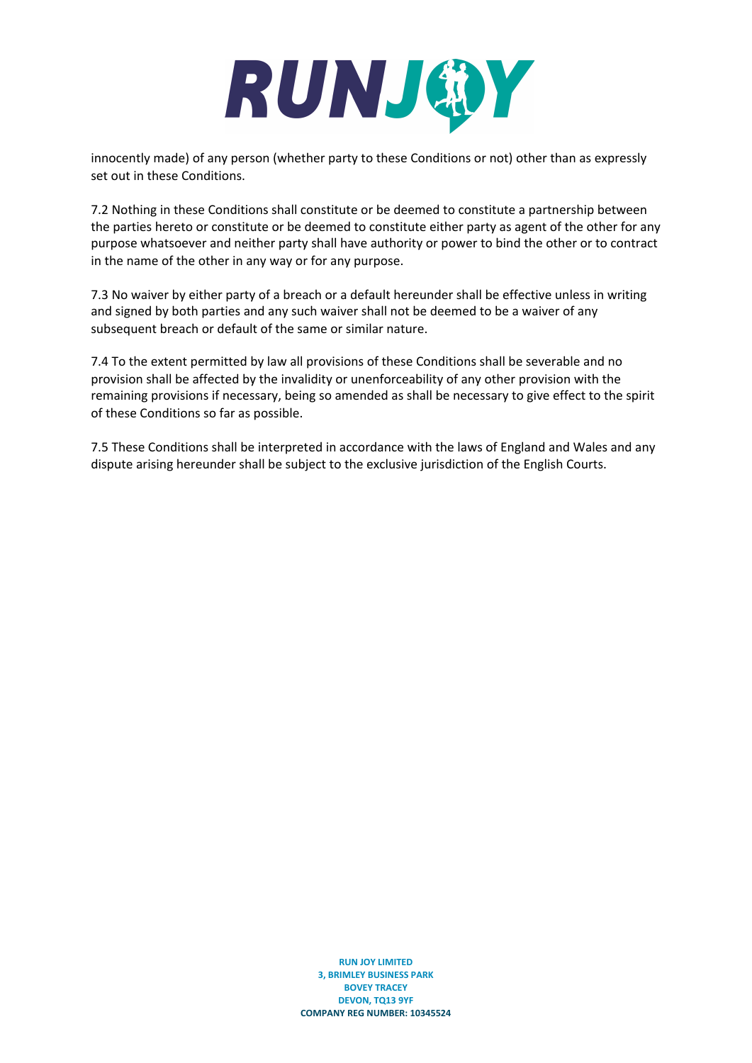innocently made) of any person (whether party to these Conditions or not) other than as expressly set out in these Conditions.

7.2 Nothing in these Conditions shall constitute or be deemed to constitute a partnership between the parties hereto or constitute or be deemed to constitute either party as agent of the other for any purpose whatsoever and neither party shall have authority or power to bind the other or to contract in the name of the other in any way or for any purpose.

7.3 No waiver by either party of a breach or a default hereunder shall be effective unless in writing and signed by both parties and any such waiver shall not be deemed to be a waiver of any subsequent breach or default of the same or similar nature.

7.4 To the extent permitted by law all provisions of these Conditions shall be severable and no provision shall be affected by the invalidity or unenforceability of any other provision with the remaining provisions if necessary, being so amended as shall be necessary to give effect to the spirit of these Conditions so far as possible.

7.5 These Conditions shall be interpreted in accordance with the laws of England and Wales and any dispute arising hereunder shall be subject to the exclusive jurisdiction of the English Courts.